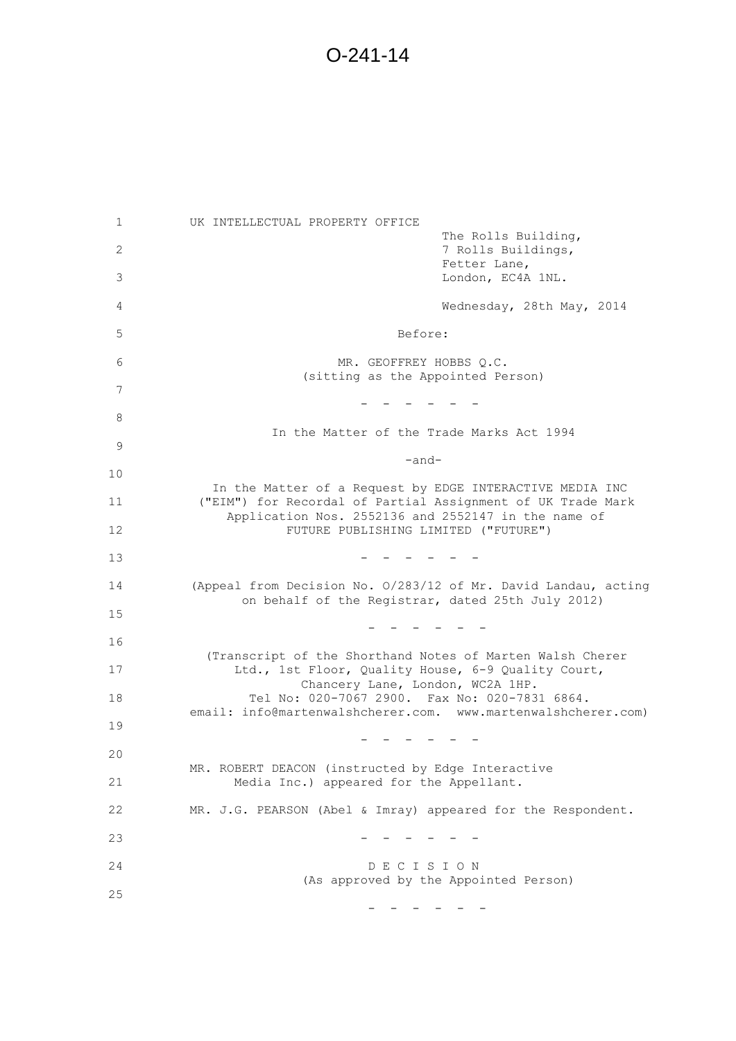# O-241-14

UK INTELLECTUAL PROPERTY OFFICE

The Rolls Building,
7 Rolls Buildings,
Fetter Lane,
London, EC4A 1NL.

Wednesday, 28th May, 2014

Before:

MR. GEOFFREY HOBBS Q.C.
(sitting as the Appointed Person)

\- - - - - - -

In the Matter of the Trade Marks Act 1994

-and-

In the Matter of a Request by EDGE INTERACTIVE MEDIA INC ("EIM") for Recordal of Partial Assignment of UK Trade Mark Application Nos. 2552136 and 2552147 in the name of FUTURE PUBLISHING LIMITED ("FUTURE")

\- - - - - - -

(Appeal from Decision No. O/283/12 of Mr. David Landau, acting on behalf of the Registrar, dated 25th July 2012)

\- - - - - - -

(Transcript of the Shorthand Notes of Marten Walsh Cherer Ltd., 1st Floor, Quality House, 6-9 Quality Court, Chancery Lane, London, WC2A 1HP.
Tel No: 020-7067 2900. Fax No: 020-7831 6864.
email: info@martenwalshcherer.com. www.martenwalshcherer.com)

\- - - - - - -

MR. ROBERT DEACON (instructed by Edge Interactive Media Inc.) appeared for the Appellant.

MR. J.G. PEARSON (Abel & Imray) appeared for the Respondent.

\- - - - - - -

D E C I S I O N
(As approved by the Appointed Person)

\- - - - - - -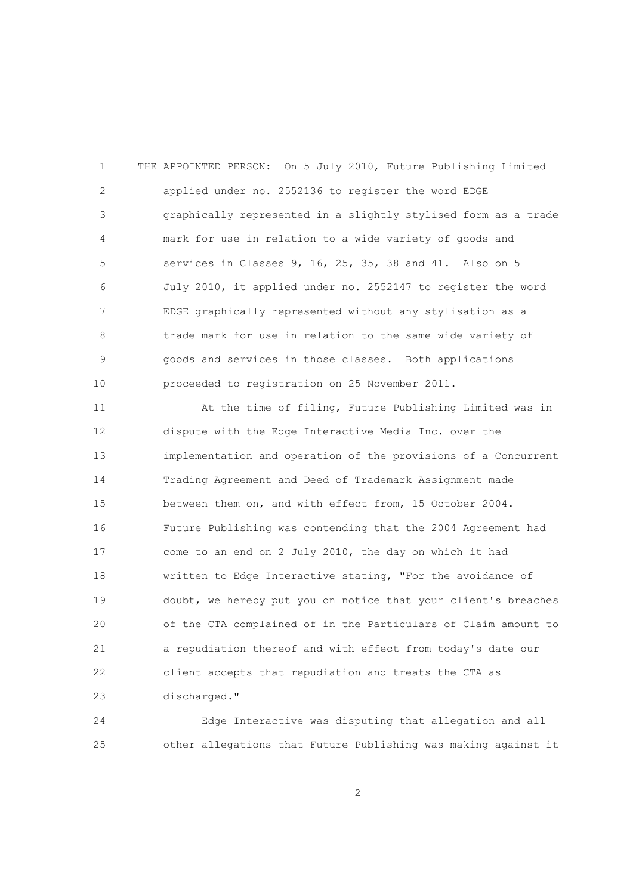THE APPOINTED PERSON: On 5 July 2010, Future Publishing Limited applied under no. 2552136 to register the word EDGE graphically represented in a slightly stylised form as a trade mark for use in relation to a wide variety of goods and services in Classes 9, 16, 25, 35, 38 and 41. Also on 5 July 2010, it applied under no. 2552147 to register the word EDGE graphically represented without any stylisation as a trade mark for use in relation to the same wide variety of goods and services in those classes. Both applications proceeded to registration on 25 November 2011.

At the time of filing, Future Publishing Limited was in dispute with the Edge Interactive Media Inc. over the implementation and operation of the provisions of a Concurrent Trading Agreement and Deed of Trademark Assignment made between them on, and with effect from, 15 October 2004. Future Publishing was contending that the 2004 Agreement had come to an end on 2 July 2010, the day on which it had written to Edge Interactive stating, "For the avoidance of doubt, we hereby put you on notice that your client's breaches of the CTA complained of in the Particulars of Claim amount to a repudiation thereof and with effect from today's date our client accepts that repudiation and treats the CTA as discharged."

Edge Interactive was disputing that allegation and all other allegations that Future Publishing was making against it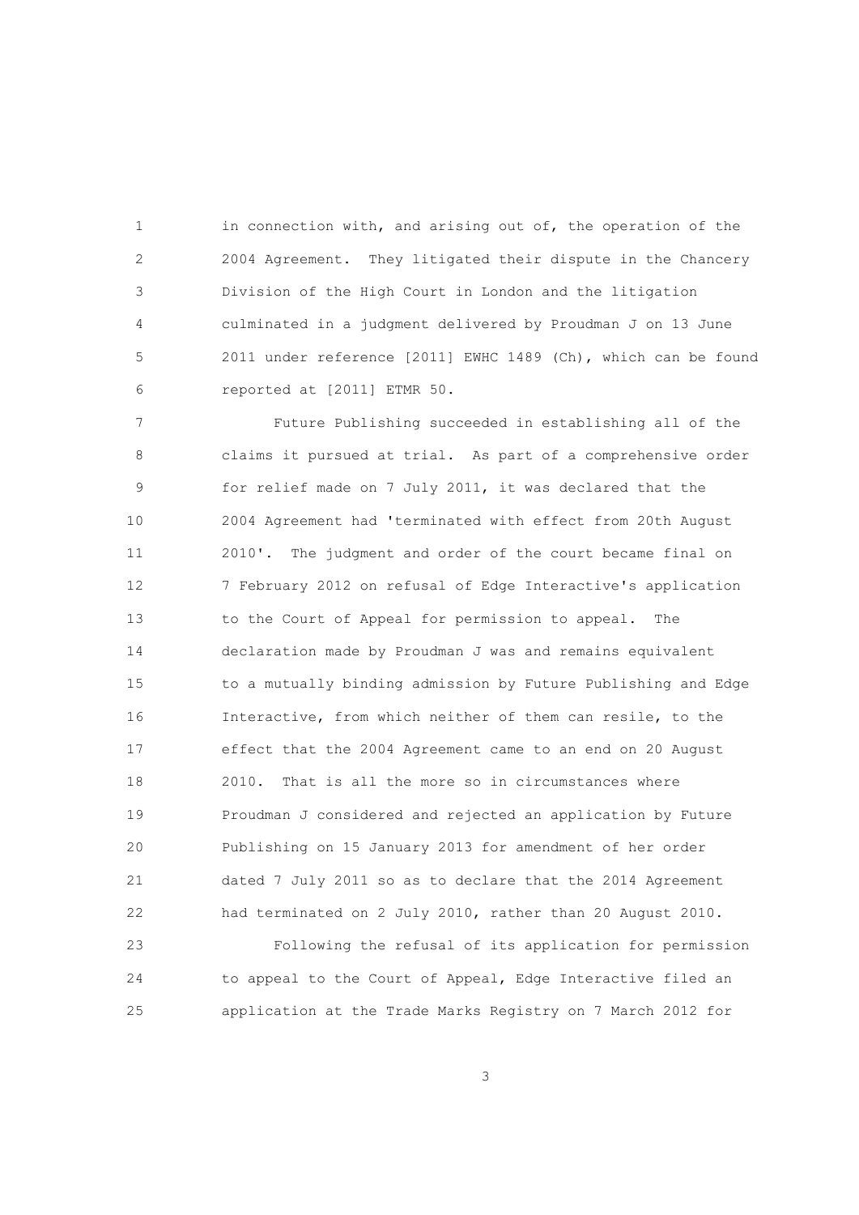in connection with, and arising out of, the operation of the 2004 Agreement. They litigated their dispute in the Chancery Division of the High Court in London and the litigation culminated in a judgment delivered by Proudman J on 13 June 2011 under reference [2011] EWHC 1489 (Ch), which can be found reported at [2011] ETMR 50.

Future Publishing succeeded in establishing all of the claims it pursued at trial. As part of a comprehensive order for relief made on 7 July 2011, it was declared that the 2004 Agreement had 'terminated with effect from 20th August 2010'. The judgment and order of the court became final on 7 February 2012 on refusal of Edge Interactive's application to the Court of Appeal for permission to appeal. The declaration made by Proudman J was and remains equivalent to a mutually binding admission by Future Publishing and Edge Interactive, from which neither of them can resile, to the effect that the 2004 Agreement came to an end on 20 August 2010. That is all the more so in circumstances where Proudman J considered and rejected an application by Future Publishing on 15 January 2013 for amendment of her order dated 7 July 2011 so as to declare that the 2014 Agreement had terminated on 2 July 2010, rather than 20 August 2010.

Following the refusal of its application for permission to appeal to the Court of Appeal, Edge Interactive filed an application at the Trade Marks Registry on 7 March 2012 for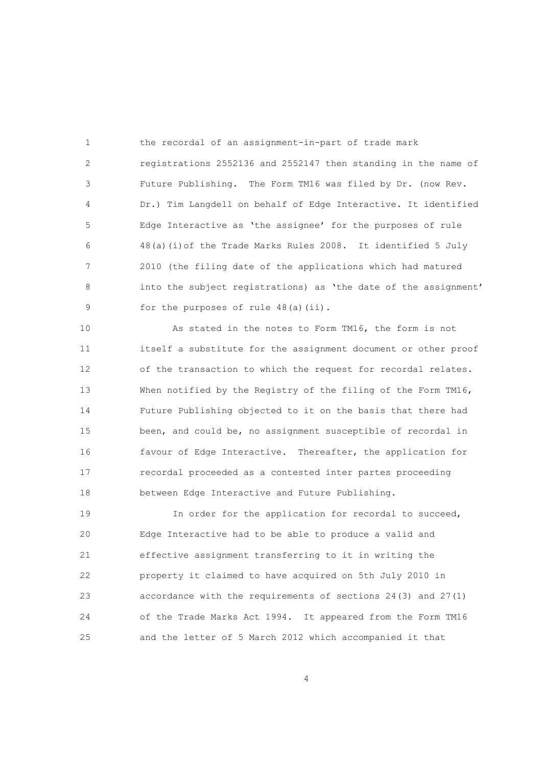the recordal of an assignment-in-part of trade mark registrations 2552136 and 2552147 then standing in the name of Future Publishing. The Form TM16 was filed by Dr. (now Rev. Dr.) Tim Langdell on behalf of Edge Interactive. It identified Edge Interactive as 'the assignee' for the purposes of rule 48(a)(i)of the Trade Marks Rules 2008. It identified 5 July 2010 (the filing date of the applications which had matured into the subject registrations) as 'the date of the assignment' for the purposes of rule 48(a)(ii).

As stated in the notes to Form TM16, the form is not itself a substitute for the assignment document or other proof of the transaction to which the request for recordal relates. When notified by the Registry of the filing of the Form TM16, Future Publishing objected to it on the basis that there had been, and could be, no assignment susceptible of recordal in favour of Edge Interactive. Thereafter, the application for recordal proceeded as a contested inter partes proceeding between Edge Interactive and Future Publishing.

In order for the application for recordal to succeed, Edge Interactive had to be able to produce a valid and effective assignment transferring to it in writing the property it claimed to have acquired on 5th July 2010 in accordance with the requirements of sections 24(3) and 27(1) of the Trade Marks Act 1994. It appeared from the Form TM16 and the letter of 5 March 2012 which accompanied it that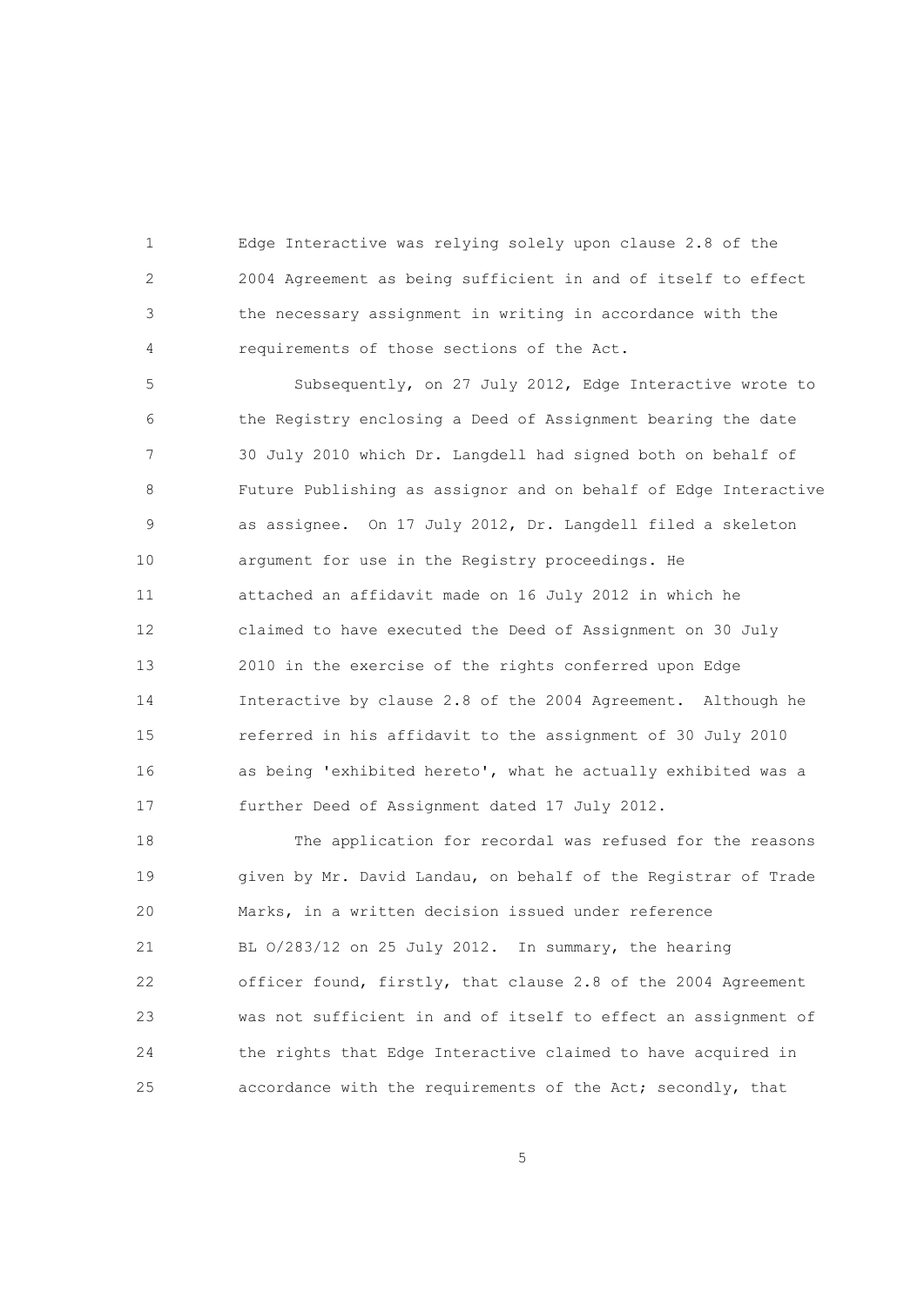Edge Interactive was relying solely upon clause 2.8 of the 2004 Agreement as being sufficient in and of itself to effect the necessary assignment in writing in accordance with the requirements of those sections of the Act.

Subsequently, on 27 July 2012, Edge Interactive wrote to the Registry enclosing a Deed of Assignment bearing the date 30 July 2010 which Dr. Langdell had signed both on behalf of Future Publishing as assignor and on behalf of Edge Interactive as assignee. On 17 July 2012, Dr. Langdell filed a skeleton argument for use in the Registry proceedings. He attached an affidavit made on 16 July 2012 in which he claimed to have executed the Deed of Assignment on 30 July 2010 in the exercise of the rights conferred upon Edge Interactive by clause 2.8 of the 2004 Agreement. Although he referred in his affidavit to the assignment of 30 July 2010 as being 'exhibited hereto', what he actually exhibited was a further Deed of Assignment dated 17 July 2012.

The application for recordal was refused for the reasons given by Mr. David Landau, on behalf of the Registrar of Trade Marks, in a written decision issued under reference BL O/283/12 on 25 July 2012. In summary, the hearing officer found, firstly, that clause 2.8 of the 2004 Agreement was not sufficient in and of itself to effect an assignment of the rights that Edge Interactive claimed to have acquired in accordance with the requirements of the Act; secondly, that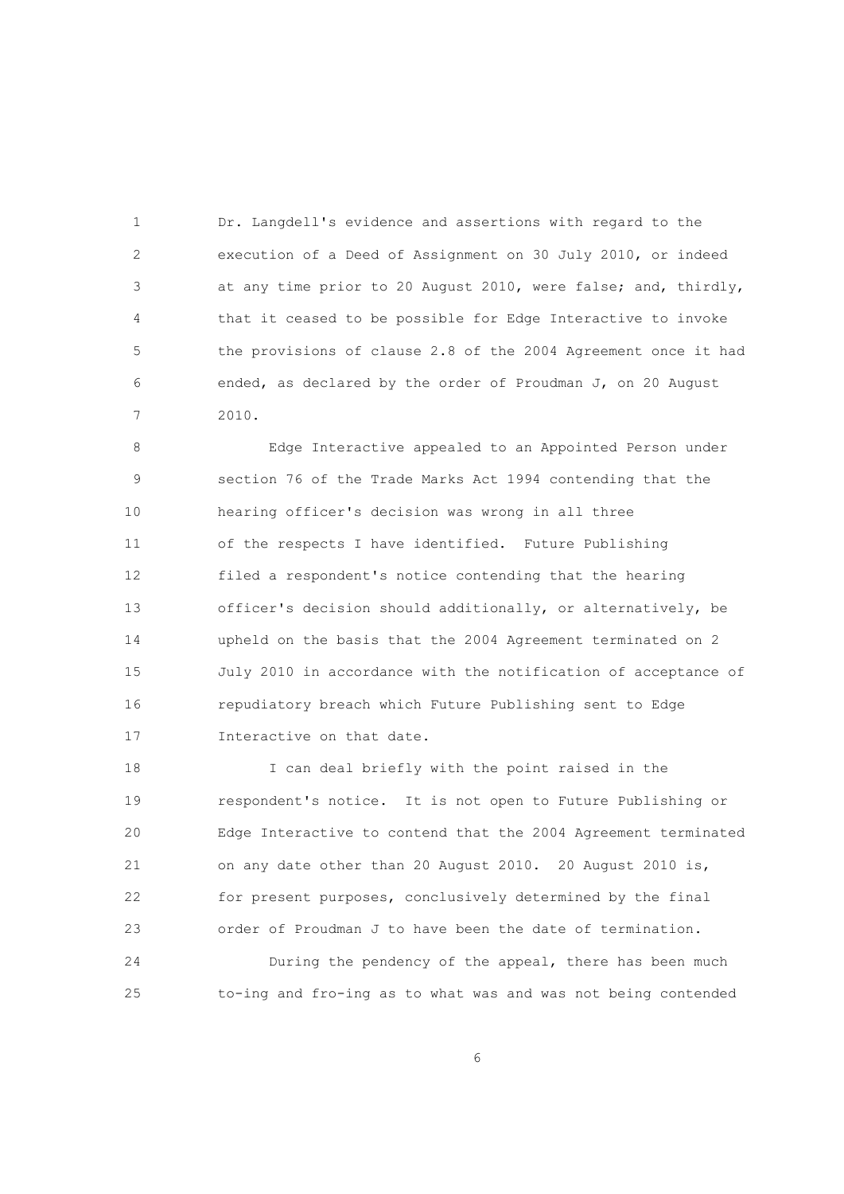Dr. Langdell's evidence and assertions with regard to the execution of a Deed of Assignment on 30 July 2010, or indeed at any time prior to 20 August 2010, were false; and, thirdly, that it ceased to be possible for Edge Interactive to invoke the provisions of clause 2.8 of the 2004 Agreement once it had ended, as declared by the order of Proudman J, on 20 August 2010.

Edge Interactive appealed to an Appointed Person under section 76 of the Trade Marks Act 1994 contending that the hearing officer's decision was wrong in all three of the respects I have identified. Future Publishing filed a respondent's notice contending that the hearing officer's decision should additionally, or alternatively, be upheld on the basis that the 2004 Agreement terminated on 2 July 2010 in accordance with the notification of acceptance of repudiatory breach which Future Publishing sent to Edge Interactive on that date.

I can deal briefly with the point raised in the respondent's notice. It is not open to Future Publishing or Edge Interactive to contend that the 2004 Agreement terminated on any date other than 20 August 2010. 20 August 2010 is, for present purposes, conclusively determined by the final order of Proudman J to have been the date of termination.

During the pendency of the appeal, there has been much to-ing and fro-ing as to what was and was not being contended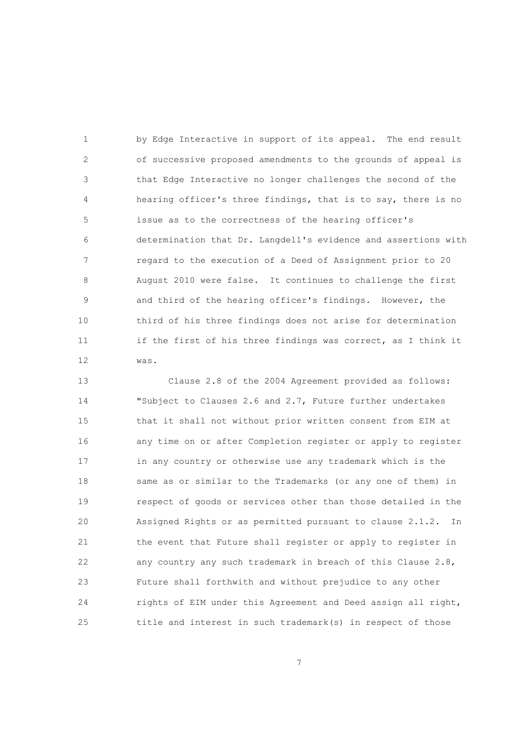by Edge Interactive in support of its appeal. The end result of successive proposed amendments to the grounds of appeal is that Edge Interactive no longer challenges the second of the hearing officer's three findings, that is to say, there is no issue as to the correctness of the hearing officer's determination that Dr. Langdell's evidence and assertions with regard to the execution of a Deed of Assignment prior to 20 August 2010 were false. It continues to challenge the first and third of the hearing officer's findings. However, the third of his three findings does not arise for determination if the first of his three findings was correct, as I think it was.

Clause 2.8 of the 2004 Agreement provided as follows: "Subject to Clauses 2.6 and 2.7, Future further undertakes that it shall not without prior written consent from EIM at any time on or after Completion register or apply to register in any country or otherwise use any trademark which is the same as or similar to the Trademarks (or any one of them) in respect of goods or services other than those detailed in the Assigned Rights or as permitted pursuant to clause 2.1.2. In the event that Future shall register or apply to register in any country any such trademark in breach of this Clause 2.8, Future shall forthwith and without prejudice to any other rights of EIM under this Agreement and Deed assign all right, title and interest in such trademark(s) in respect of those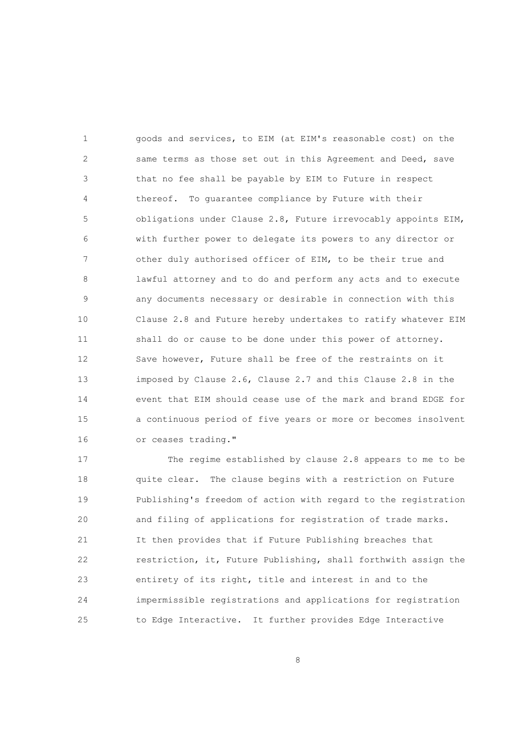goods and services, to EIM (at EIM's reasonable cost) on the same terms as those set out in this Agreement and Deed, save that no fee shall be payable by EIM to Future in respect thereof. To guarantee compliance by Future with their obligations under Clause 2.8, Future irrevocably appoints EIM, with further power to delegate its powers to any director or other duly authorised officer of EIM, to be their true and lawful attorney and to do and perform any acts and to execute any documents necessary or desirable in connection with this Clause 2.8 and Future hereby undertakes to ratify whatever EIM shall do or cause to be done under this power of attorney. Save however, Future shall be free of the restraints on it imposed by Clause 2.6, Clause 2.7 and this Clause 2.8 in the event that EIM should cease use of the mark and brand EDGE for a continuous period of five years or more or becomes insolvent or ceases trading."

The regime established by clause 2.8 appears to me to be quite clear. The clause begins with a restriction on Future Publishing's freedom of action with regard to the registration and filing of applications for registration of trade marks. It then provides that if Future Publishing breaches that restriction, it, Future Publishing, shall forthwith assign the entirety of its right, title and interest in and to the impermissible registrations and applications for registration to Edge Interactive. It further provides Edge Interactive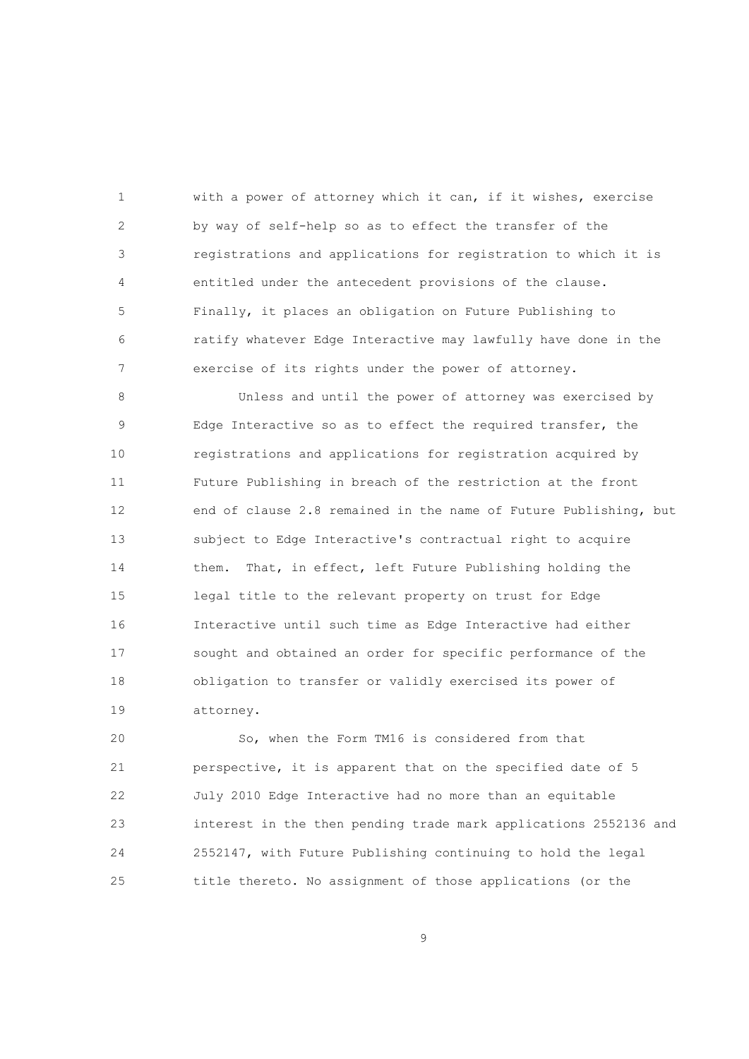with a power of attorney which it can, if it wishes, exercise by way of self-help so as to effect the transfer of the registrations and applications for registration to which it is entitled under the antecedent provisions of the clause. Finally, it places an obligation on Future Publishing to ratify whatever Edge Interactive may lawfully have done in the exercise of its rights under the power of attorney.

Unless and until the power of attorney was exercised by Edge Interactive so as to effect the required transfer, the registrations and applications for registration acquired by Future Publishing in breach of the restriction at the front end of clause 2.8 remained in the name of Future Publishing, but subject to Edge Interactive's contractual right to acquire them. That, in effect, left Future Publishing holding the legal title to the relevant property on trust for Edge Interactive until such time as Edge Interactive had either sought and obtained an order for specific performance of the obligation to transfer or validly exercised its power of attorney.

So, when the Form TM16 is considered from that perspective, it is apparent that on the specified date of 5 July 2010 Edge Interactive had no more than an equitable interest in the then pending trade mark applications 2552136 and 2552147, with Future Publishing continuing to hold the legal title thereto. No assignment of those applications (or the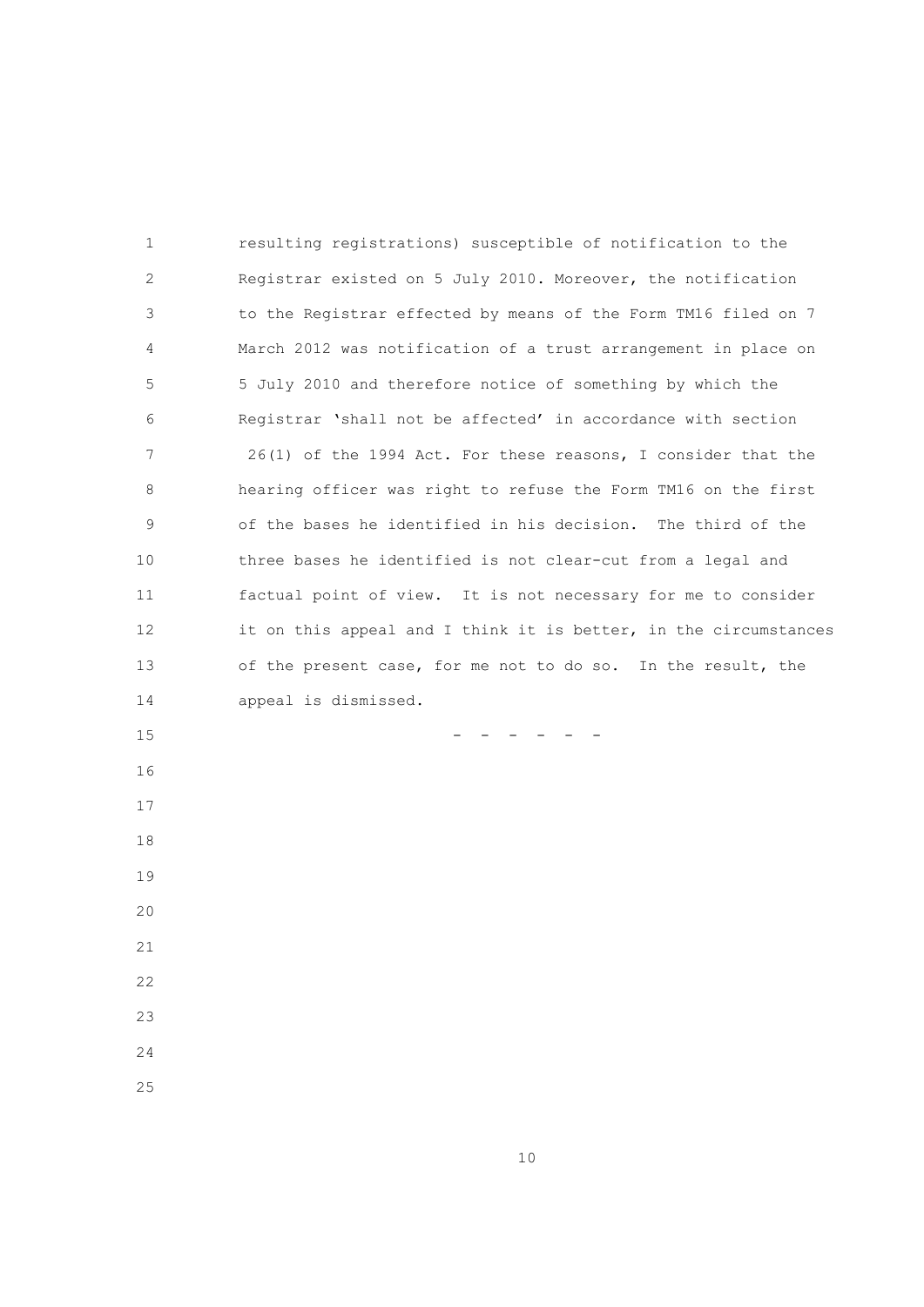resulting registrations) susceptible of notification to the Registrar existed on 5 July 2010. Moreover, the notification to the Registrar effected by means of the Form TM16 filed on 7 March 2012 was notification of a trust arrangement in place on 5 July 2010 and therefore notice of something by which the Registrar 'shall not be affected' in accordance with section 26(1) of the 1994 Act. For these reasons, I consider that the hearing officer was right to refuse the Form TM16 on the first of the bases he identified in his decision. The third of the three bases he identified is not clear-cut from a legal and factual point of view. It is not necessary for me to consider it on this appeal and I think it is better, in the circumstances of the present case, for me not to do so. In the result, the appeal is dismissed.

\- - - - - -